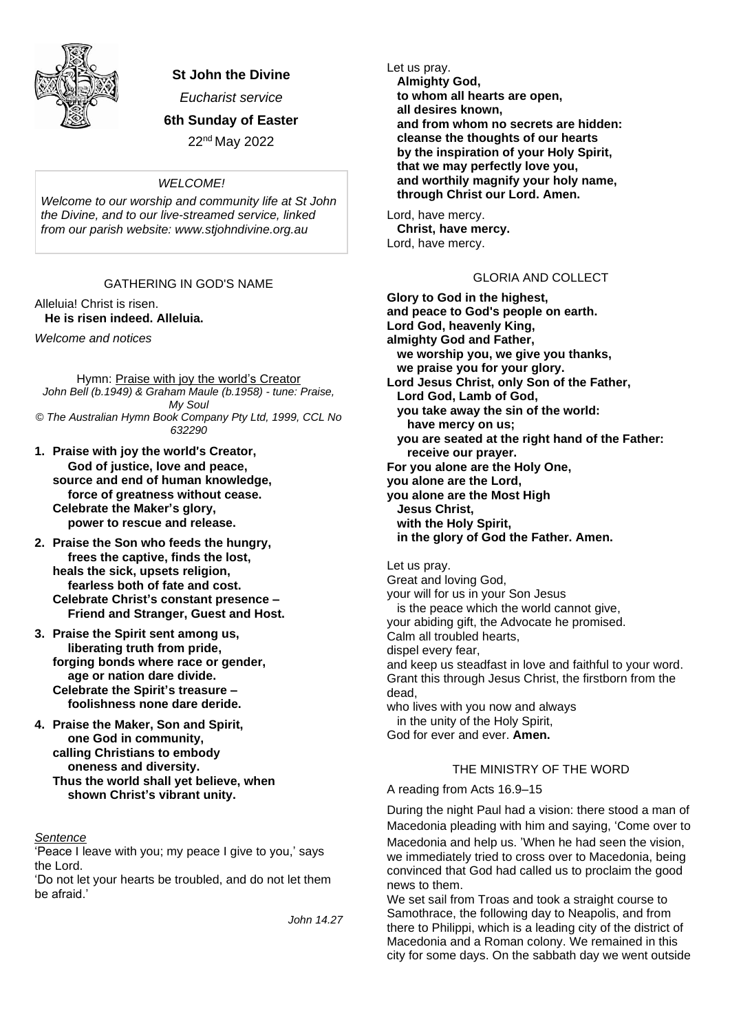# St John the Divine

*Eucharist service*

**6th Sunday of Easter**

22nd May 2022

*WELCOME!*

*Welcome to our worship and community life at St John the Divine, and to our live-streamed service, linked from our parish website: www.stjohndivine.org.au*

## GATHERING IN GOD'S NAME

Alleluia! Christ is risen.
**He is risen indeed. Alleluia.**

*Welcome and notices*

Hymn: Praise with joy the world's Creator
*John Bell (b.1949) & Graham Maule (b.1958) - tune: Praise, My Soul*
*© The Australian Hymn Book Company Pty Ltd, 1999, CCL No 632290*

1. **Praise with joy the world's Creator,**
   **God of justice, love and peace,**
   **source and end of human knowledge,**
   **force of greatness without cease.**
   **Celebrate the Maker's glory,**
   **power to rescue and release.**

2. **Praise the Son who feeds the hungry,**
   **frees the captive, finds the lost,**
   **heals the sick, upsets religion,**
   **fearless both of fate and cost.**
   **Celebrate Christ's constant presence –**
   **Friend and Stranger, Guest and Host.**

3. **Praise the Spirit sent among us,**
   **liberating truth from pride,**
   **forging bonds where race or gender,**
   **age or nation dare divide.**
   **Celebrate the Spirit's treasure –**
   **foolishness none dare deride.**

4. **Praise the Maker, Son and Spirit,**
   **one God in community,**
   **calling Christians to embody**
   **oneness and diversity.**
   **Thus the world shall yet believe, when**
   **shown Christ's vibrant unity.**

*Sentence*

'Peace I leave with you; my peace I give to you,' says the Lord.
'Do not let your hearts be troubled, and do not let them be afraid.'

*John 14.27*

Let us pray.
**Almighty God,**
**to whom all hearts are open,**
**all desires known,**
**and from whom no secrets are hidden:**
**cleanse the thoughts of our hearts**
**by the inspiration of your Holy Spirit,**
**that we may perfectly love you,**
**and worthily magnify your holy name,**
**through Christ our Lord. Amen.**

Lord, have mercy.
**Christ, have mercy.**
Lord, have mercy.

## GLORIA AND COLLECT

**Glory to God in the highest,**
**and peace to God's people on earth.**
**Lord God, heavenly King,**
**almighty God and Father,**
**we worship you, we give you thanks,**
**we praise you for your glory.**
**Lord Jesus Christ, only Son of the Father,**
**Lord God, Lamb of God,**
**you take away the sin of the world:**
**have mercy on us;**
**you are seated at the right hand of the Father:**
**receive our prayer.**
**For you alone are the Holy One,**
**you alone are the Lord,**
**you alone are the Most High**
**Jesus Christ,**
**with the Holy Spirit,**
**in the glory of God the Father. Amen.**

Let us pray.
Great and loving God,
your will for us in your Son Jesus
is the peace which the world cannot give,
your abiding gift, the Advocate he promised.
Calm all troubled hearts,
dispel every fear,
and keep us steadfast in love and faithful to your word.
Grant this through Jesus Christ, the firstborn from the dead,
who lives with you now and always
in the unity of the Holy Spirit,
God for ever and ever. **Amen.**

## THE MINISTRY OF THE WORD

A reading from Acts 16.9–15

During the night Paul had a vision: there stood a man of Macedonia pleading with him and saying, 'Come over to Macedonia and help us. 'When he had seen the vision, we immediately tried to cross over to Macedonia, being convinced that God had called us to proclaim the good news to them.

We set sail from Troas and took a straight course to Samothrace, the following day to Neapolis, and from there to Philippi, which is a leading city of the district of Macedonia and a Roman colony. We remained in this city for some days. On the sabbath day we went outside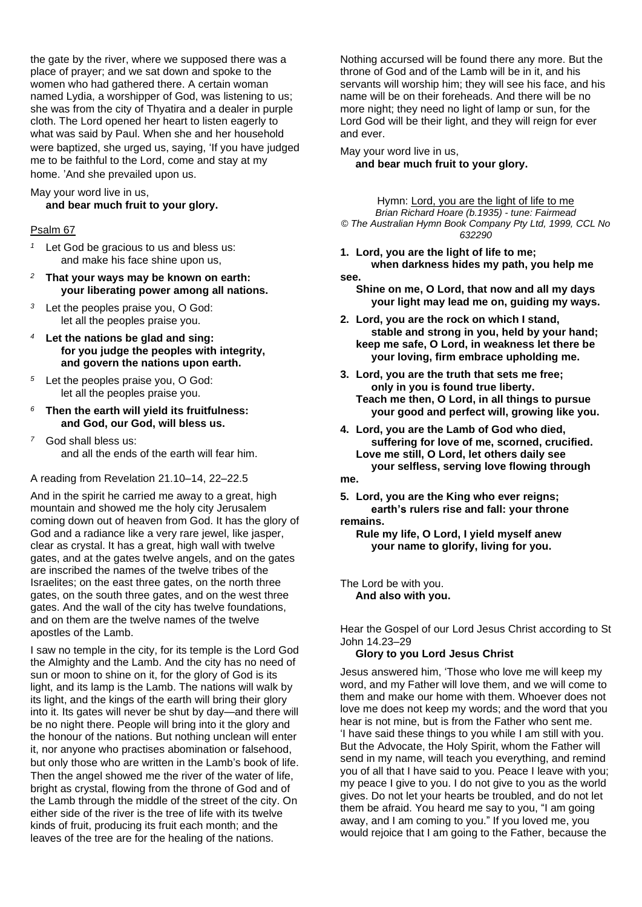the gate by the river, where we supposed there was a place of prayer; and we sat down and spoke to the women who had gathered there. A certain woman named Lydia, a worshipper of God, was listening to us; she was from the city of Thyatira and a dealer in purple cloth. The Lord opened her heart to listen eagerly to what was said by Paul. When she and her household were baptized, she urged us, saying, 'If you have judged me to be faithful to the Lord, come and stay at my home. 'And she prevailed upon us.

May your word live in us,
**and bear much fruit to your glory.**

Psalm 67

[1] Let God be gracious to us and bless us:
and make his face shine upon us,

[2] **That your ways may be known on earth:
your liberating power among all nations.**

[3] Let the peoples praise you, O God:
let all the peoples praise you.

[4] **Let the nations be glad and sing:
for you judge the peoples with integrity,
and govern the nations upon earth.**

[5] Let the peoples praise you, O God:
let all the peoples praise you.

[6] **Then the earth will yield its fruitfulness:
and God, our God, will bless us.**

[7] God shall bless us:
and all the ends of the earth will fear him.

A reading from Revelation 21.10–14, 22–22.5

And in the spirit he carried me away to a great, high mountain and showed me the holy city Jerusalem coming down out of heaven from God. It has the glory of God and a radiance like a very rare jewel, like jasper, clear as crystal. It has a great, high wall with twelve gates, and at the gates twelve angels, and on the gates are inscribed the names of the twelve tribes of the Israelites; on the east three gates, on the north three gates, on the south three gates, and on the west three gates. And the wall of the city has twelve foundations, and on them are the twelve names of the twelve apostles of the Lamb.

I saw no temple in the city, for its temple is the Lord God the Almighty and the Lamb. And the city has no need of sun or moon to shine on it, for the glory of God is its light, and its lamp is the Lamb. The nations will walk by its light, and the kings of the earth will bring their glory into it. Its gates will never be shut by day—and there will be no night there. People will bring into it the glory and the honour of the nations. But nothing unclean will enter it, nor anyone who practises abomination or falsehood, but only those who are written in the Lamb's book of life. Then the angel showed me the river of the water of life, bright as crystal, flowing from the throne of God and of the Lamb through the middle of the street of the city. On either side of the river is the tree of life with its twelve kinds of fruit, producing its fruit each month; and the leaves of the tree are for the healing of the nations. Nothing accursed will be found there any more. But the throne of God and of the Lamb will be in it, and his servants will worship him; they will see his face, and his name will be on their foreheads. And there will be no more night; they need no light of lamp or sun, for the Lord God will be their light, and they will reign for ever and ever.

May your word live in us,
**and bear much fruit to your glory.**

Hymn: Lord, you are the light of life to me
*Brian Richard Hoare (b.1935) - tune: Fairmead*
*© The Australian Hymn Book Company Pty Ltd, 1999, CCL No 632290*

**1. Lord, you are the light of life to me;
when darkness hides my path, you help me see.
Shine on me, O Lord, that now and all my days
your light may lead me on, guiding my ways.**

**2. Lord, you are the rock on which I stand,
stable and strong in you, held by your hand;
keep me safe, O Lord, in weakness let there be
your loving, firm embrace upholding me.**

**3. Lord, you are the truth that sets me free;
only in you is found true liberty.
Teach me then, O Lord, in all things to pursue
your good and perfect will, growing like you.**

**4. Lord, you are the Lamb of God who died,
suffering for love of me, scorned, crucified.
Love me still, O Lord, let others daily see
your selfless, serving love flowing through me.**

**5. Lord, you are the King who ever reigns;
earth's rulers rise and fall: your throne remains.
Rule my life, O Lord, I yield myself anew
your name to glorify, living for you.**

The Lord be with you.
**And also with you.**

Hear the Gospel of our Lord Jesus Christ according to St John 14.23–29
**Glory to you Lord Jesus Christ**

Jesus answered him, 'Those who love me will keep my word, and my Father will love them, and we will come to them and make our home with them. Whoever does not love me does not keep my words; and the word that you hear is not mine, but is from the Father who sent me. 'I have said these things to you while I am still with you. But the Advocate, the Holy Spirit, whom the Father will send in my name, will teach you everything, and remind you of all that I have said to you. Peace I leave with you; my peace I give to you. I do not give to you as the world gives. Do not let your hearts be troubled, and do not let them be afraid. You heard me say to you, "I am going away, and I am coming to you." If you loved me, you would rejoice that I am going to the Father, because the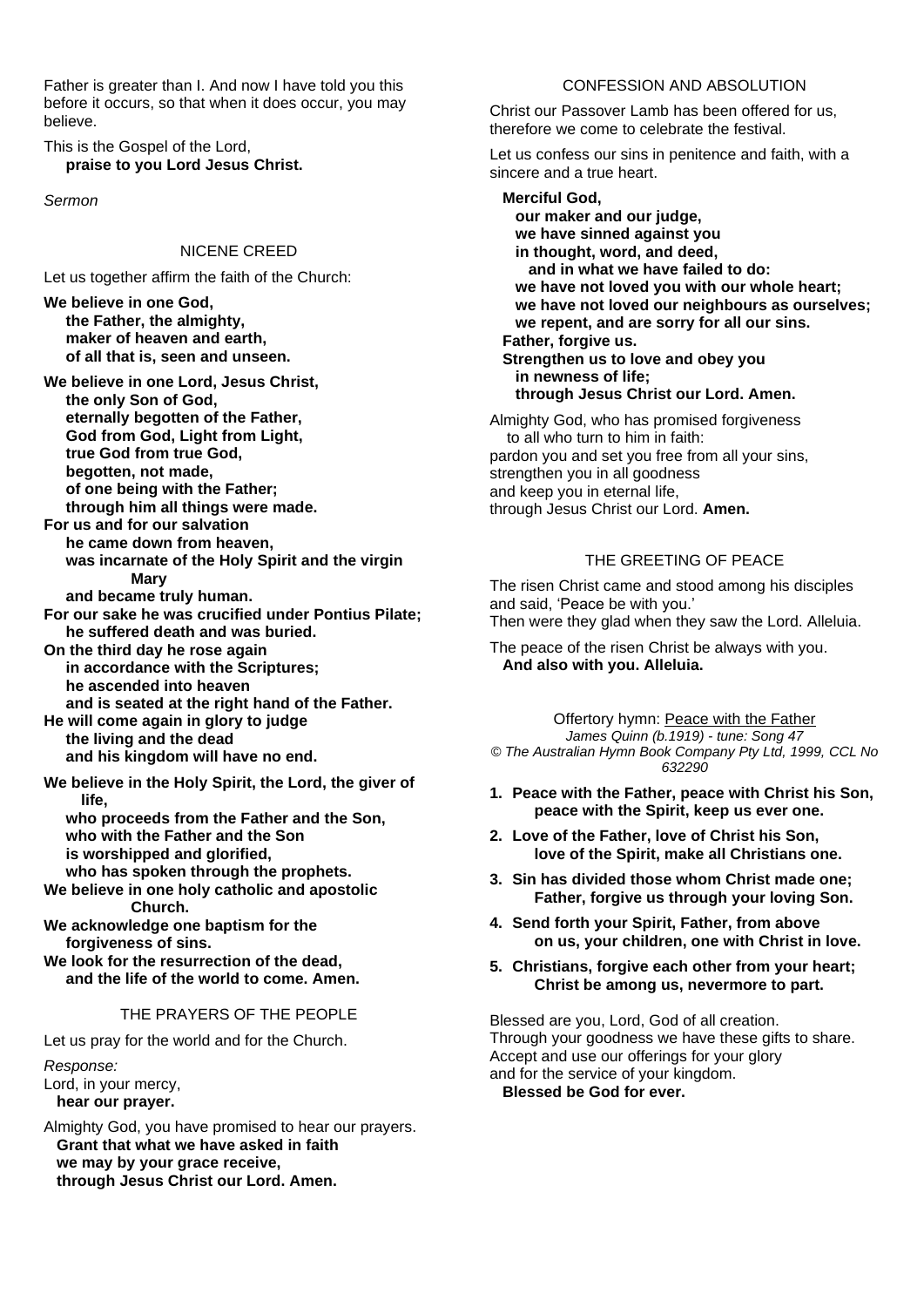Father is greater than I. And now I have told you this before it occurs, so that when it does occur, you may believe.

This is the Gospel of the Lord,
**praise to you Lord Jesus Christ.**

*Sermon*

## NICENE CREED

Let us together affirm the faith of the Church:

**We believe in one God,
the Father, the almighty,
maker of heaven and earth,
of all that is, seen and unseen.**

**We believe in one Lord, Jesus Christ,
the only Son of God,
eternally begotten of the Father,
God from God, Light from Light,
true God from true God,
begotten, not made,
of one being with the Father;
through him all things were made.
For us and for our salvation
he came down from heaven,
was incarnate of the Holy Spirit and the virgin Mary
and became truly human.
For our sake he was crucified under Pontius Pilate;
he suffered death and was buried.
On the third day he rose again
in accordance with the Scriptures;
he ascended into heaven
and is seated at the right hand of the Father.
He will come again in glory to judge
the living and the dead
and his kingdom will have no end.**

**We believe in the Holy Spirit, the Lord, the giver of life,
who proceeds from the Father and the Son,
who with the Father and the Son
is worshipped and glorified,
who has spoken through the prophets.
We believe in one holy catholic and apostolic Church.
We acknowledge one baptism for the forgiveness of sins.
We look for the resurrection of the dead,
and the life of the world to come. Amen.**

## THE PRAYERS OF THE PEOPLE

Let us pray for the world and for the Church.

*Response:*
Lord, in your mercy,
**hear our prayer.**

Almighty God, you have promised to hear our prayers.
**Grant that what we have asked in faith
we may by your grace receive,
through Jesus Christ our Lord. Amen.**

## CONFESSION AND ABSOLUTION

Christ our Passover Lamb has been offered for us, therefore we come to celebrate the festival.

Let us confess our sins in penitence and faith, with a sincere and a true heart.

**Merciful God,
our maker and our judge,
we have sinned against you
in thought, word, and deed,
and in what we have failed to do:
we have not loved you with our whole heart;
we have not loved our neighbours as ourselves;
we repent, and are sorry for all our sins.
Father, forgive us.
Strengthen us to love and obey you
in newness of life;
through Jesus Christ our Lord. Amen.**

Almighty God, who has promised forgiveness
to all who turn to him in faith:
pardon you and set you free from all your sins,
strengthen you in all goodness
and keep you in eternal life,
through Jesus Christ our Lord. **Amen.**

## THE GREETING OF PEACE

The risen Christ came and stood among his disciples and said, 'Peace be with you.'
Then were they glad when they saw the Lord. Alleluia.

The peace of the risen Christ be always with you.
**And also with you. Alleluia.**

Offertory hymn: Peace with the Father
*James Quinn (b.1919) - tune: Song 47*
*© The Australian Hymn Book Company Pty Ltd, 1999, CCL No 632290*

1. **Peace with the Father, peace with Christ his Son, peace with the Spirit, keep us ever one.**
2. **Love of the Father, love of Christ his Son, love of the Spirit, make all Christians one.**
3. **Sin has divided those whom Christ made one; Father, forgive us through your loving Son.**
4. **Send forth your Spirit, Father, from above on us, your children, one with Christ in love.**
5. **Christians, forgive each other from your heart; Christ be among us, nevermore to part.**

Blessed are you, Lord, God of all creation.
Through your goodness we have these gifts to share.
Accept and use our offerings for your glory
and for the service of your kingdom.
**Blessed be God for ever.**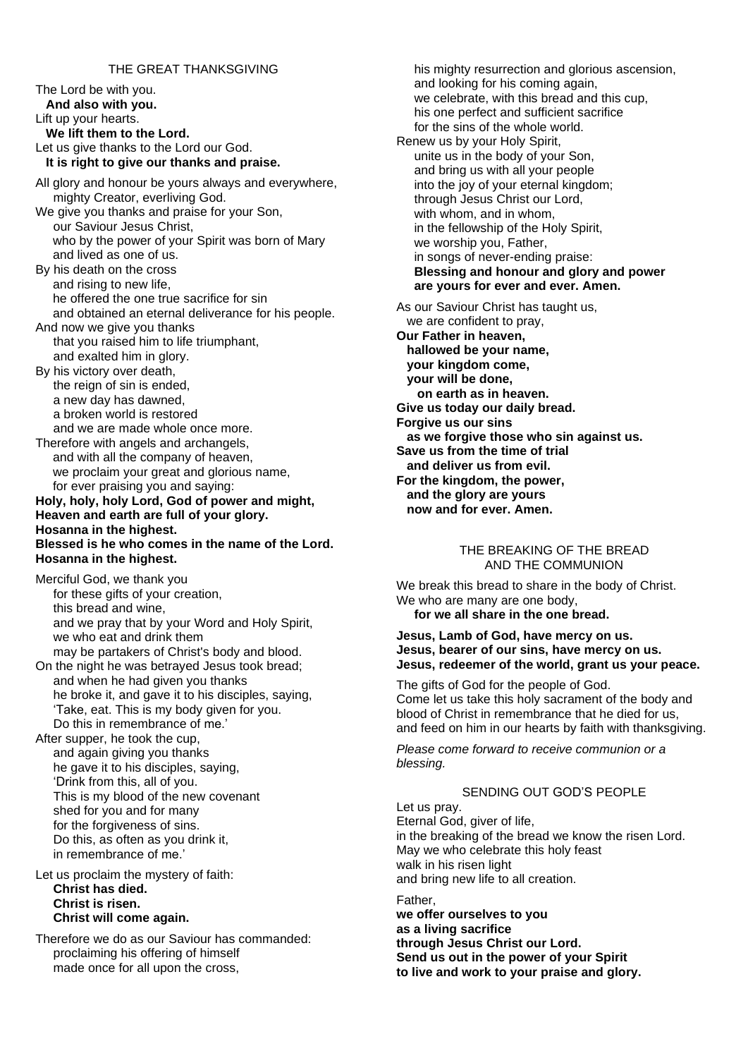## THE GREAT THANKSGIVING

The Lord be with you.
**And also with you.**
Lift up your hearts.
**We lift them to the Lord.**
Let us give thanks to the Lord our God.
**It is right to give our thanks and praise.**

All glory and honour be yours always and everywhere,
mighty Creator, everliving God.
We give you thanks and praise for your Son,
our Saviour Jesus Christ,
who by the power of your Spirit was born of Mary
and lived as one of us.
By his death on the cross
and rising to new life,
he offered the one true sacrifice for sin
and obtained an eternal deliverance for his people.
And now we give you thanks
that you raised him to life triumphant,
and exalted him in glory.
By his victory over death,
the reign of sin is ended,
a new day has dawned,
a broken world is restored
and we are made whole once more.
Therefore with angels and archangels,
and with all the company of heaven,
we proclaim your great and glorious name,
for ever praising you and saying:
**Holy, holy, holy Lord, God of power and might,**
**Heaven and earth are full of your glory.**
**Hosanna in the highest.**
**Blessed is he who comes in the name of the Lord.**
**Hosanna in the highest.**

Merciful God, we thank you
for these gifts of your creation,
this bread and wine,
and we pray that by your Word and Holy Spirit,
we who eat and drink them
may be partakers of Christ's body and blood.
On the night he was betrayed Jesus took bread;
and when he had given you thanks
he broke it, and gave it to his disciples, saying,
'Take, eat. This is my body given for you.
Do this in remembrance of me.'
After supper, he took the cup,
and again giving you thanks
he gave it to his disciples, saying,
'Drink from this, all of you.
This is my blood of the new covenant
shed for you and for many
for the forgiveness of sins.
Do this, as often as you drink it,
in remembrance of me.'

Let us proclaim the mystery of faith:
**Christ has died.**
**Christ is risen.**
**Christ will come again.**

Therefore we do as our Saviour has commanded:
proclaiming his offering of himself
made once for all upon the cross,
his mighty resurrection and glorious ascension,
and looking for his coming again,
we celebrate, with this bread and this cup,
his one perfect and sufficient sacrifice
for the sins of the whole world.
Renew us by your Holy Spirit,
unite us in the body of your Son,
and bring us with all your people
into the joy of your eternal kingdom;
through Jesus Christ our Lord,
with whom, and in whom,
in the fellowship of the Holy Spirit,
we worship you, Father,
in songs of never-ending praise:
**Blessing and honour and glory and power**
**are yours for ever and ever. Amen.**

As our Saviour Christ has taught us,
we are confident to pray,
**Our Father in heaven,**
**hallowed be your name,**
**your kingdom come,**
**your will be done,**
**on earth as in heaven.**
**Give us today our daily bread.**
**Forgive us our sins**
**as we forgive those who sin against us.**
**Save us from the time of trial**
**and deliver us from evil.**
**For the kingdom, the power,**
**and the glory are yours**
**now and for ever. Amen.**

## THE BREAKING OF THE BREAD AND THE COMMUNION

We break this bread to share in the body of Christ.
We who are many are one body,
**for we all share in the one bread.**

**Jesus, Lamb of God, have mercy on us.**
**Jesus, bearer of our sins, have mercy on us.**
**Jesus, redeemer of the world, grant us your peace.**

The gifts of God for the people of God.
Come let us take this holy sacrament of the body and blood of Christ in remembrance that he died for us, and feed on him in our hearts by faith with thanksgiving.

*Please come forward to receive communion or a blessing.*

## SENDING OUT GOD'S PEOPLE

Let us pray.
Eternal God, giver of life,
in the breaking of the bread we know the risen Lord.
May we who celebrate this holy feast
walk in his risen light
and bring new life to all creation.

Father,
**we offer ourselves to you**
**as a living sacrifice**
**through Jesus Christ our Lord.**
**Send us out in the power of your Spirit**
**to live and work to your praise and glory.**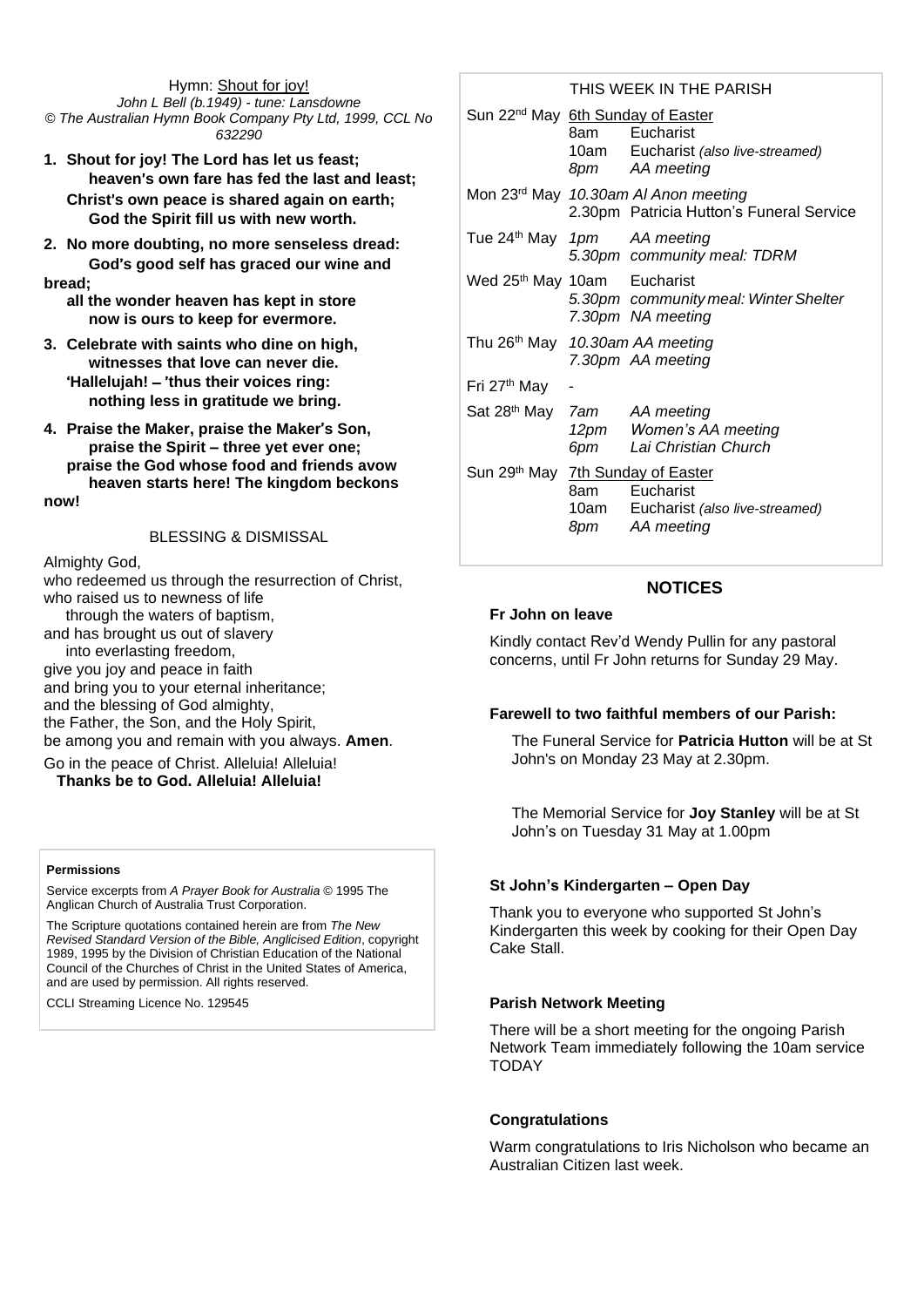Hymn: Shout for joy!

*John L Bell (b.1949) - tune: Lansdowne*
*© The Australian Hymn Book Company Pty Ltd, 1999, CCL No 632290*

1. **Shout for joy! The Lord has let us feast;**
   **heaven's own fare has fed the last and least;**
   **Christ's own peace is shared again on earth;**
   **God the Spirit fill us with new worth.**

2. **No more doubting, no more senseless dread:**
   **God's good self has graced our wine and bread;**
   **all the wonder heaven has kept in store**
   **now is ours to keep for evermore.**

3. **Celebrate with saints who dine on high,**
   **witnesses that love can never die.**
   **'Hallelujah! – 'thus their voices ring:**
   **nothing less in gratitude we bring.**

4. **Praise the Maker, praise the Maker's Son,**
   **praise the Spirit – three yet ever one;**
   **praise the God whose food and friends avow**
   **heaven starts here! The kingdom beckons now!**

BLESSING & DISMISSAL

Almighty God,
who redeemed us through the resurrection of Christ,
who raised us to newness of life
through the waters of baptism,
and has brought us out of slavery
into everlasting freedom,
give you joy and peace in faith
and bring you to your eternal inheritance;
and the blessing of God almighty,
the Father, the Son, and the Holy Spirit,
be among you and remain with you always. **Amen**.

Go in the peace of Christ. Alleluia! Alleluia!
**Thanks be to God. Alleluia! Alleluia!**

**Permissions**

Service excerpts from *A Prayer Book for Australia* © 1995 The Anglican Church of Australia Trust Corporation.

The Scripture quotations contained herein are from *The New Revised Standard Version of the Bible, Anglicised Edition*, copyright 1989, 1995 by the Division of Christian Education of the National Council of the Churches of Christ in the United States of America, and are used by permission. All rights reserved.

CCLI Streaming Licence No. 129545

THIS WEEK IN THE PARISH

| | | |
|---|---|---|
| Sun 22nd May | 6th Sunday of Easter | |
| | 8am | Eucharist |
| | 10am | Eucharist *(also live-streamed)* |
| | *8pm* | *AA meeting* |
| Mon 23rd May | *10.30am* | *Al Anon meeting* |
| | 2.30pm | Patricia Hutton's Funeral Service |
| Tue 24th May | *1pm* | *AA meeting* |
| | *5.30pm* | *community meal: TDRM* |
| Wed 25th May | 10am | Eucharist |
| | *5.30pm* | *community meal: Winter Shelter* |
| | *7.30pm* | *NA meeting* |
| Thu 26th May | *10.30am* | *AA meeting* |
| | *7.30pm* | *AA meeting* |
| Fri 27th May | - | |
| Sat 28th May | *7am* | *AA meeting* |
| | *12pm* | *Women's AA meeting* |
| | *6pm* | *Lai Christian Church* |
| Sun 29th May | 7th Sunday of Easter | |
| | 8am | Eucharist |
| | 10am | Eucharist *(also live-streamed)* |
| | *8pm* | *AA meeting* |

## NOTICES

**Fr John on leave**

Kindly contact Rev'd Wendy Pullin for any pastoral concerns, until Fr John returns for Sunday 29 May.

**Farewell to two faithful members of our Parish:**

The Funeral Service for **Patricia Hutton** will be at St John's on Monday 23 May at 2.30pm.

The Memorial Service for **Joy Stanley** will be at St John's on Tuesday 31 May at 1.00pm

**St John's Kindergarten – Open Day**

Thank you to everyone who supported St John's Kindergarten this week by cooking for their Open Day Cake Stall.

**Parish Network Meeting**

There will be a short meeting for the ongoing Parish Network Team immediately following the 10am service TODAY

**Congratulations**

Warm congratulations to Iris Nicholson who became an Australian Citizen last week.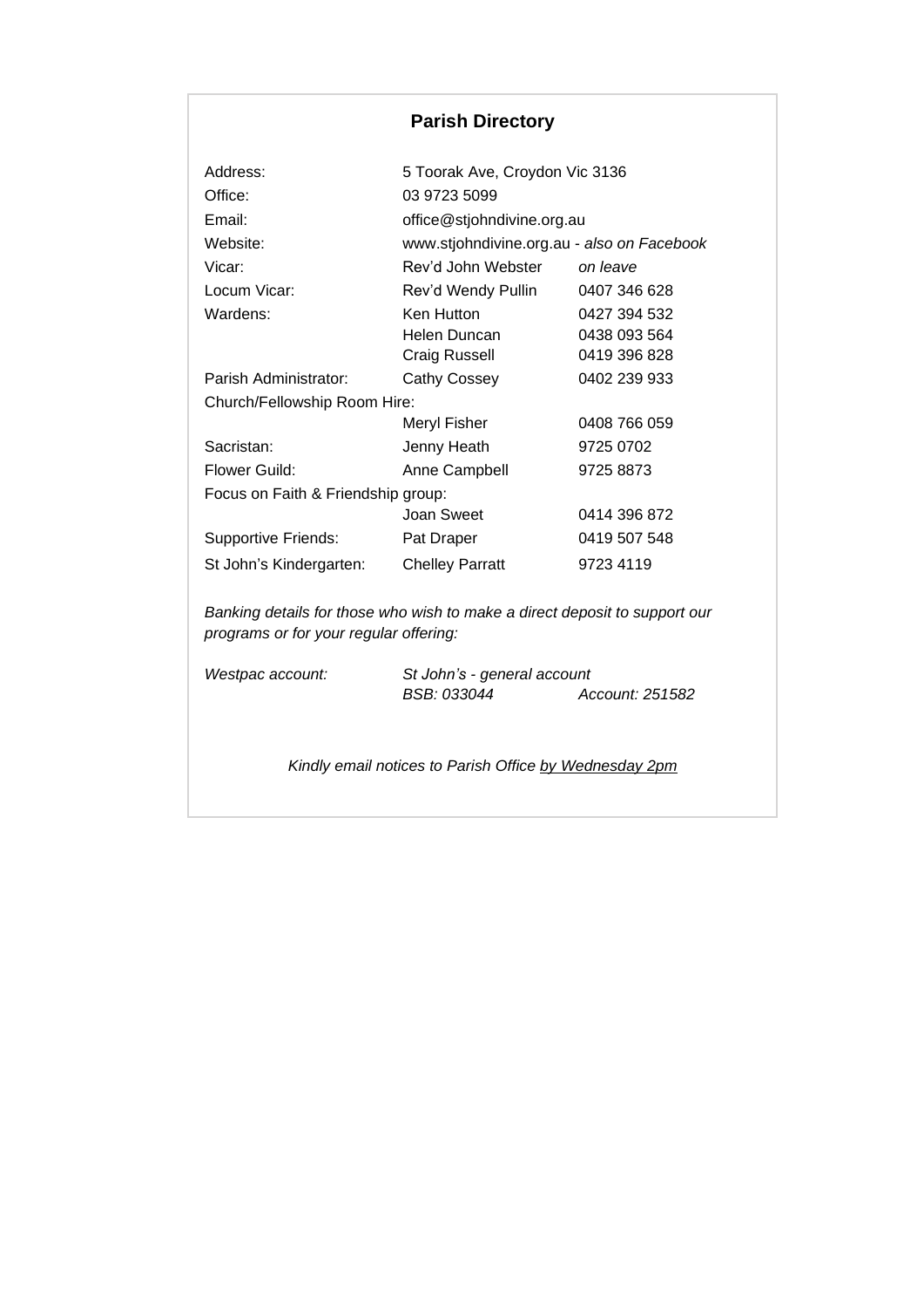## Parish Directory

| | | |
|---|---|---|
| Address: | 5 Toorak Ave, Croydon Vic 3136 | |
| Office: | 03 9723 5099 | |
| Email: | office@stjohndivine.org.au | |
| Website: | www.stjohndivine.org.au - *also on Facebook* | |
| Vicar: | Rev'd John Webster | *on leave* |
| Locum Vicar: | Rev'd Wendy Pullin | 0407 346 628 |
| Wardens: | Ken Hutton | 0427 394 532 |
| | Helen Duncan | 0438 093 564 |
| | Craig Russell | 0419 396 828 |
| Parish Administrator: | Cathy Cossey | 0402 239 933 |
| Church/Fellowship Room Hire: | Meryl Fisher | 0408 766 059 |
| Sacristan: | Jenny Heath | 9725 0702 |
| Flower Guild: | Anne Campbell | 9725 8873 |
| Focus on Faith & Friendship group: | Joan Sweet | 0414 396 872 |
| Supportive Friends: | Pat Draper | 0419 507 548 |
| St John's Kindergarten: | Chelley Parratt | 9723 4119 |

*Banking details for those who wish to make a direct deposit to support our programs or for your regular offering:*

| | | |
|---|---|---|
| *Westpac account:* | *St John's - general account* | |
| | *BSB: 033044* | *Account: 251582* |

*Kindly email notices to Parish Office by Wednesday 2pm*